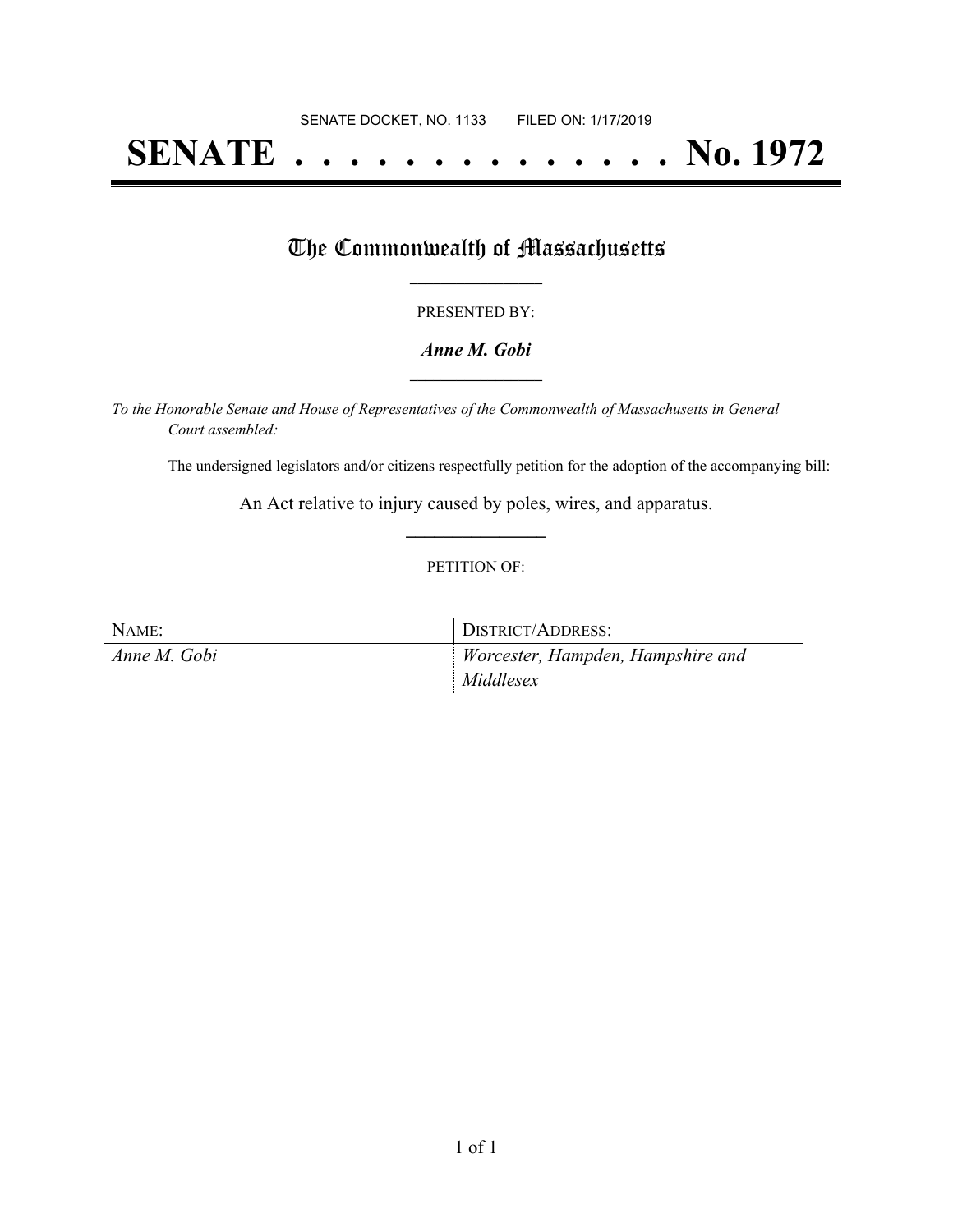SENATE DOCKET, NO. 1133        FILED ON: 1/17/2019

# SENATE . . . . . . . . . . . . . . . No. 1972

## The Commonwealth of Massachusetts

PRESENTED BY:

***Anne M. Gobi***

*To the Honorable Senate and House of Representatives of the Commonwealth of Massachusetts in General Court assembled:*

The undersigned legislators and/or citizens respectfully petition for the adoption of the accompanying bill:

An Act relative to injury caused by poles, wires, and apparatus.

PETITION OF:

| NAME: | DISTRICT/ADDRESS: |
|---|---|
| *Anne M. Gobi* | *Worcester, Hampden, Hampshire and Middlesex* |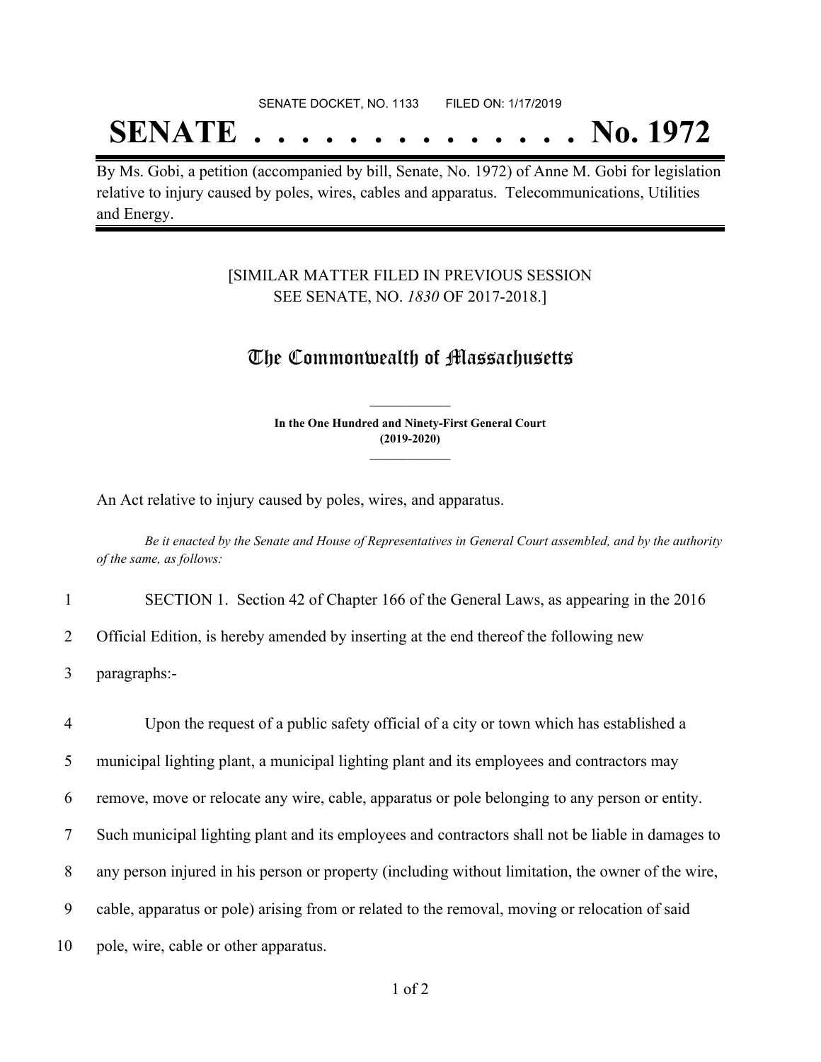SENATE DOCKET, NO. 1133 FILED ON: 1/17/2019

# SENATE . . . . . . . . . . . . . . No. 1972

By Ms. Gobi, a petition (accompanied by bill, Senate, No. 1972) of Anne M. Gobi for legislation relative to injury caused by poles, wires, cables and apparatus. Telecommunications, Utilities and Energy.

[SIMILAR MATTER FILED IN PREVIOUS SESSION
SEE SENATE, NO. *1830* OF 2017-2018.]

## The Commonwealth of Massachusetts

**In the One Hundred and Ninety-First General Court**
**(2019-2020)**

An Act relative to injury caused by poles, wires, and apparatus.

*Be it enacted by the Senate and House of Representatives in General Court assembled, and by the authority of the same, as follows:*

1 SECTION 1. Section 42 of Chapter 166 of the General Laws, as appearing in the 2016
2 Official Edition, is hereby amended by inserting at the end thereof the following new
3 paragraphs:-

4 Upon the request of a public safety official of a city or town which has established a
5 municipal lighting plant, a municipal lighting plant and its employees and contractors may
6 remove, move or relocate any wire, cable, apparatus or pole belonging to any person or entity.
7 Such municipal lighting plant and its employees and contractors shall not be liable in damages to
8 any person injured in his person or property (including without limitation, the owner of the wire,
9 cable, apparatus or pole) arising from or related to the removal, moving or relocation of said
10 pole, wire, cable or other apparatus.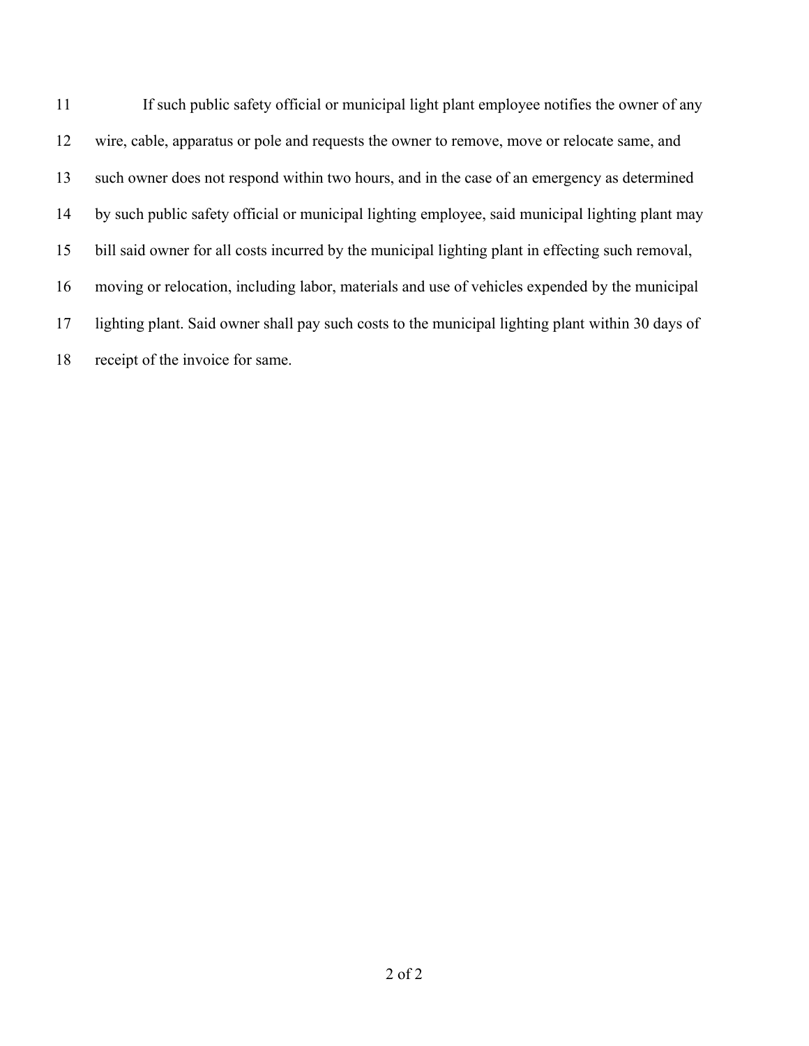If such public safety official or municipal light plant employee notifies the owner of any wire, cable, apparatus or pole and requests the owner to remove, move or relocate same, and such owner does not respond within two hours, and in the case of an emergency as determined by such public safety official or municipal lighting employee, said municipal lighting plant may bill said owner for all costs incurred by the municipal lighting plant in effecting such removal, moving or relocation, including labor, materials and use of vehicles expended by the municipal lighting plant. Said owner shall pay such costs to the municipal lighting plant within 30 days of receipt of the invoice for same.